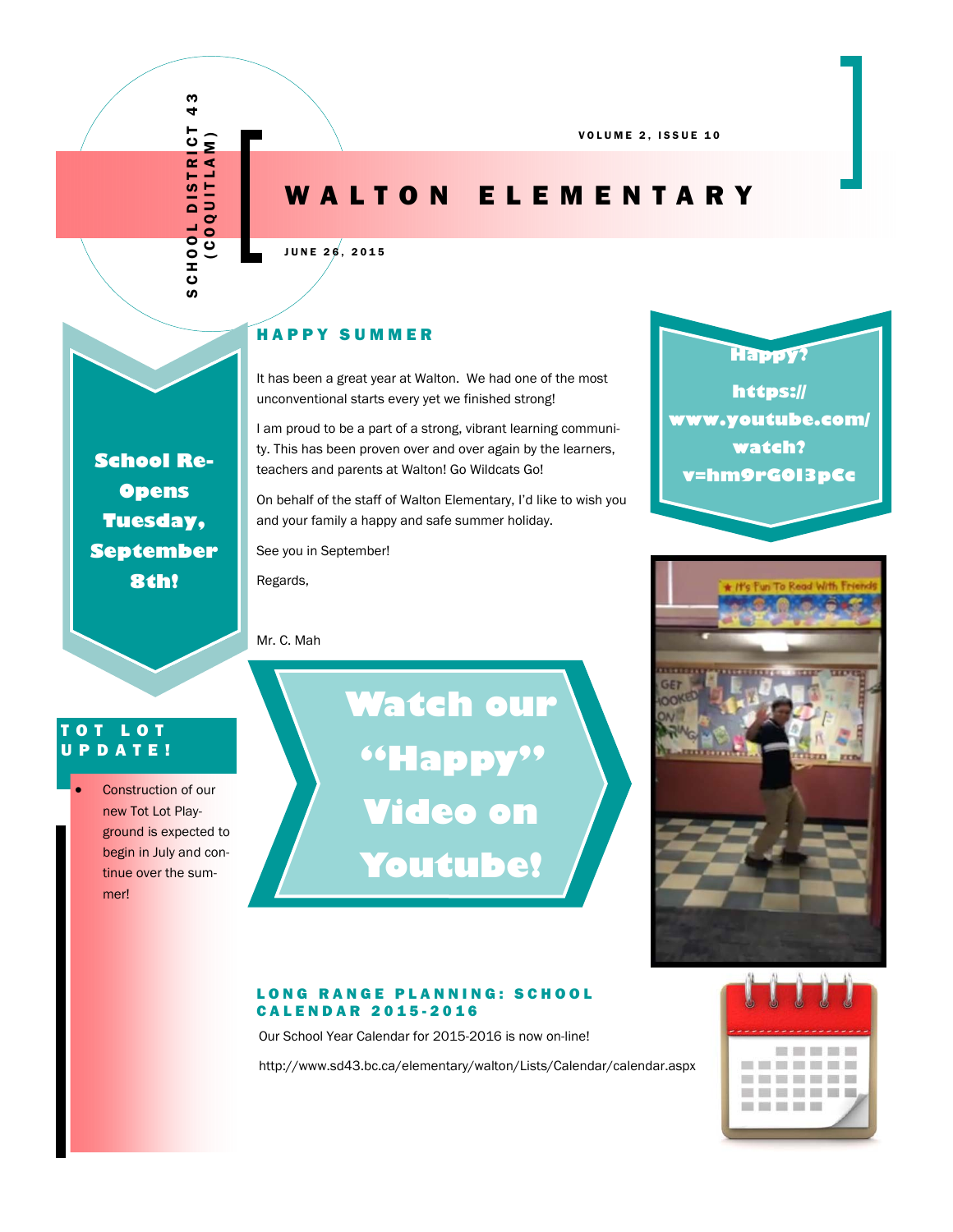SCHOOL DISTRICT 43 (COQUITLAM)

VOLUME 2, ISSUE 10

# WALTON ELEMENTARY

JUNE 26, 2015

## HAPPY SUMMER

It has been a great year at Walton. We had one of the most unconventional starts every yet we finished strong!

I am proud to be a part of a strong, vibrant learning community. This has been proven over and over again by the learners, teachers and parents at Walton! Go Wildcats Go!

On behalf of the staff of Walton Elementary, I'd like to wish you and your family a happy and safe summer holiday.

See you in September!

Regards,

Mr. C. Mah

**School Re-Opens Tuesday, September 8th!**

**Happy? https://www.youtube.com/watch?v=hm9rGOl3pCc**

**Watch our "Happy" Video on Youtube!**

## TOT LOT UPDATE!

- Construction of our new Tot Lot Playground is expected to begin in July and continue over the summer!

## LONG RANGE PLANNING: SCHOOL CALENDAR 2015-2016

Our School Year Calendar for 2015-2016 is now on-line!

http://www.sd43.bc.ca/elementary/walton/Lists/Calendar/calendar.aspx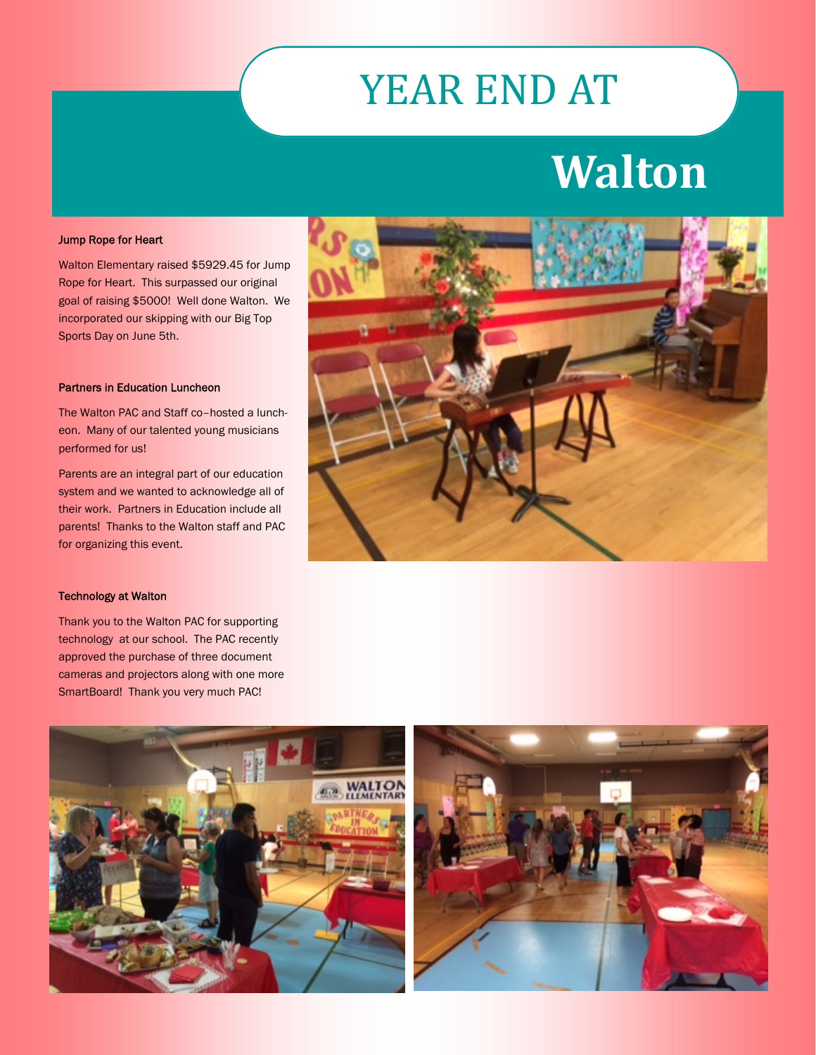# YEAR END AT

# Walton

### Jump Rope for Heart

Walton Elementary raised $5929.45 for Jump Rope for Heart. This surpassed our original goal of raising $5000! Well done Walton. We incorporated our skipping with our Big Top Sports Day on June 5th.

### Partners in Education Luncheon

The Walton PAC and Staff co–hosted a luncheon. Many of our talented young musicians performed for us!

Parents are an integral part of our education system and we wanted to acknowledge all of their work. Partners in Education include all parents! Thanks to the Walton staff and PAC for organizing this event.

### Technology at Walton

Thank you to the Walton PAC for supporting technology at our school. The PAC recently approved the purchase of three document cameras and projectors along with one more SmartBoard! Thank you very much PAC!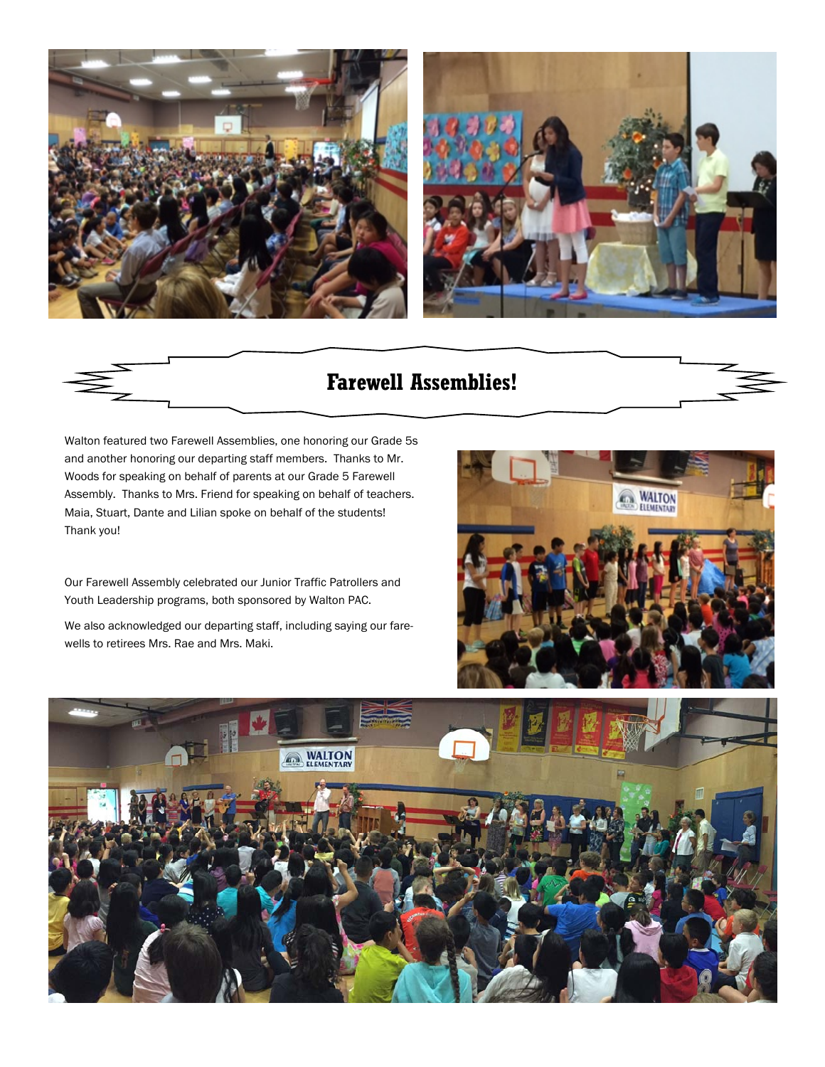# Farewell Assemblies!

Walton featured two Farewell Assemblies, one honoring our Grade 5s and another honoring our departing staff members. Thanks to Mr. Woods for speaking on behalf of parents at our Grade 5 Farewell Assembly. Thanks to Mrs. Friend for speaking on behalf of teachers. Maia, Stuart, Dante and Lilian spoke on behalf of the students! Thank you!

Our Farewell Assembly celebrated our Junior Traffic Patrollers and Youth Leadership programs, both sponsored by Walton PAC.

We also acknowledged our departing staff, including saying our farewells to retirees Mrs. Rae and Mrs. Maki.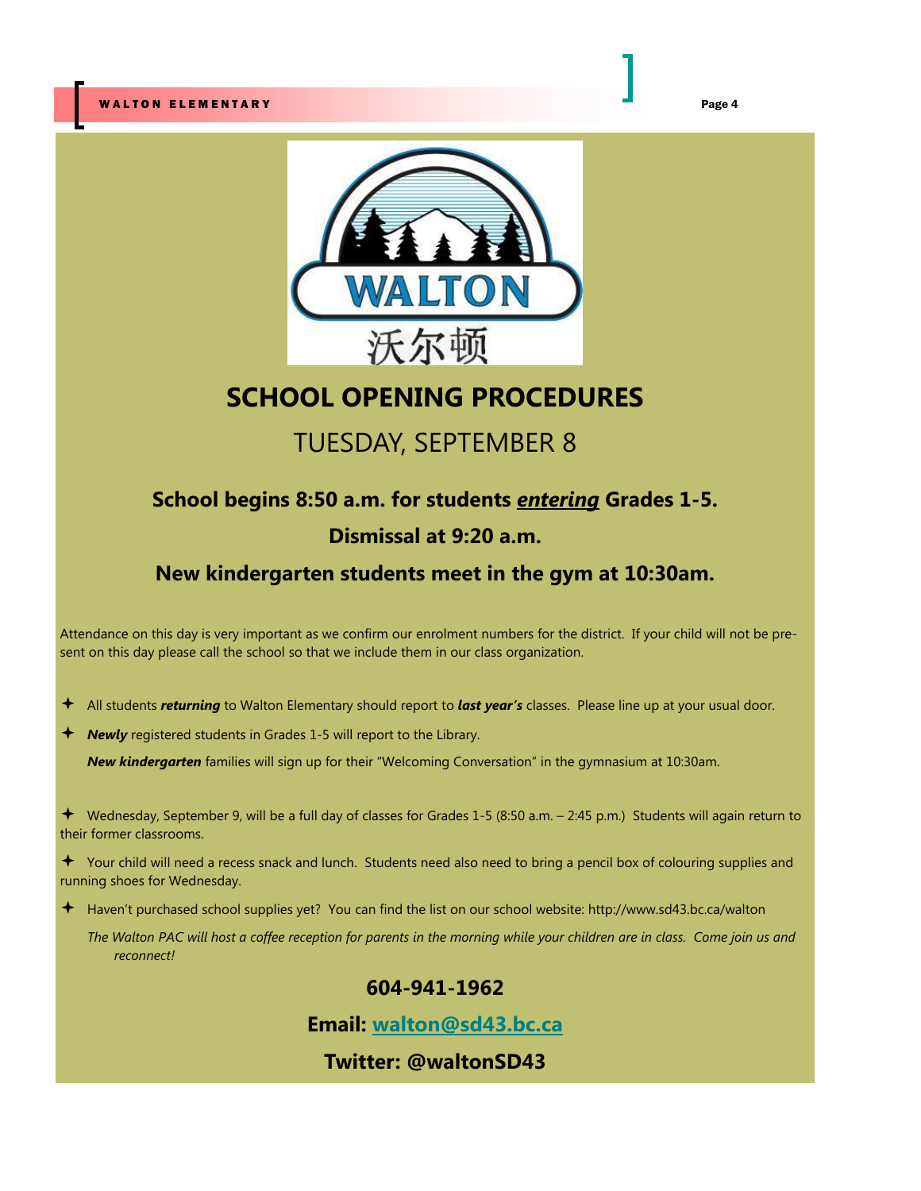# SCHOOL OPENING PROCEDURES

## TUESDAY, SEPTEMBER 8

**School begins 8:50 a.m. for students *entering* Grades 1-5.**

**Dismissal at 9:20 a.m.**

**New kindergarten students meet in the gym at 10:30am.**

Attendance on this day is very important as we confirm our enrolment numbers for the district. If your child will not be present on this day please call the school so that we include them in our class organization.

- All students ***returning*** to Walton Elementary should report to ***last year's*** classes. Please line up at your usual door.
- ***Newly*** registered students in Grades 1-5 will report to the Library.

  ***New kindergarten*** families will sign up for their "Welcoming Conversation" in the gymnasium at 10:30am.

- Wednesday, September 9, will be a full day of classes for Grades 1-5 (8:50 a.m. – 2:45 p.m.) Students will again return to their former classrooms.
- Your child will need a recess snack and lunch. Students need also need to bring a pencil box of colouring supplies and running shoes for Wednesday.
- Haven't purchased school supplies yet? You can find the list on our school website: http://www.sd43.bc.ca/walton

  *The Walton PAC will host a coffee reception for parents in the morning while your children are in class. Come join us and reconnect!*

**604-941-1962**

**Email: walton@sd43.bc.ca**

**Twitter: @waltonSD43**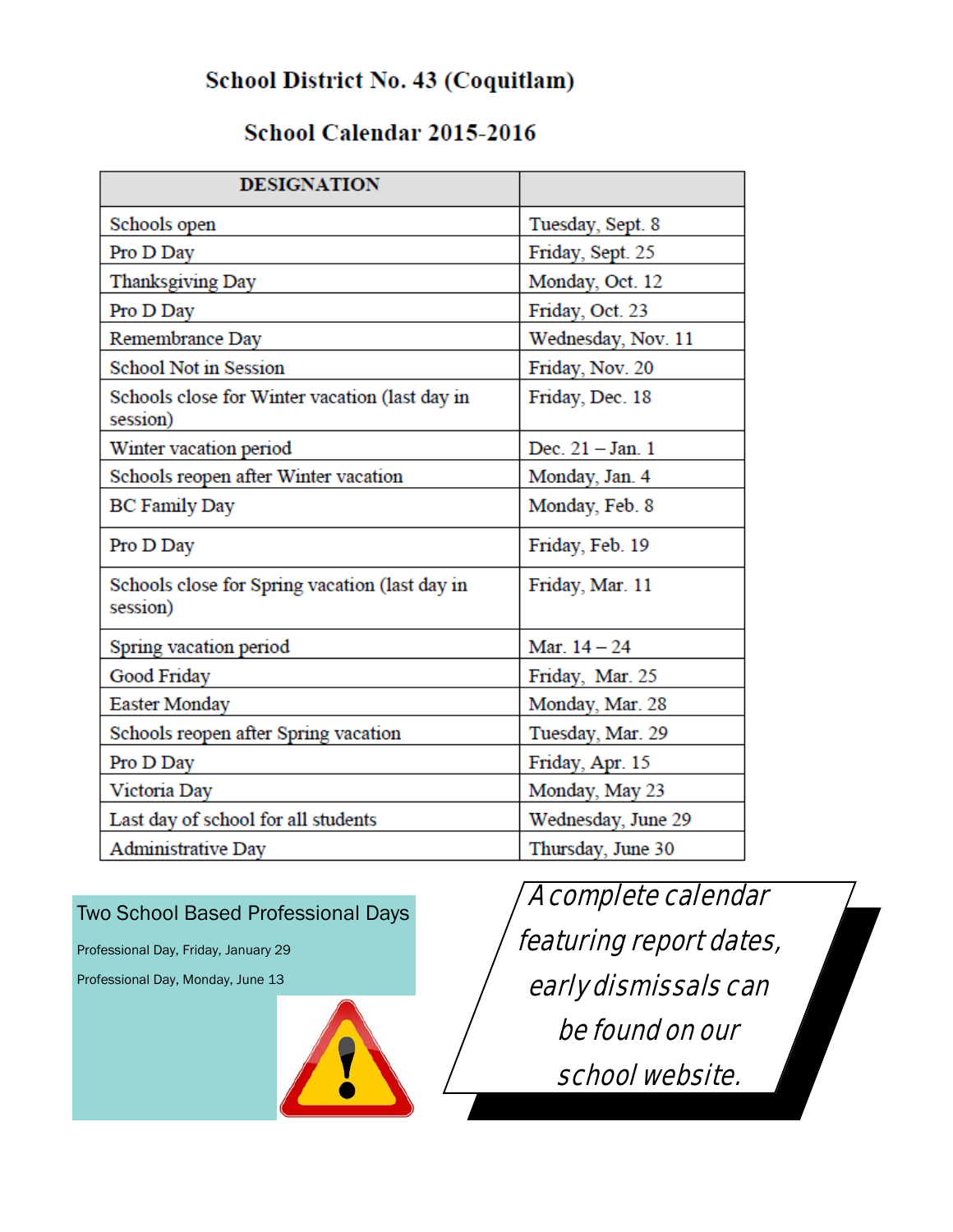# School District No. 43 (Coquitlam)

## School Calendar 2015-2016

| DESIGNATION | |
|---|---|
| Schools open | Tuesday, Sept. 8 |
| Pro D Day | Friday, Sept. 25 |
| Thanksgiving Day | Monday, Oct. 12 |
| Pro D Day | Friday, Oct. 23 |
| Remembrance Day | Wednesday, Nov. 11 |
| School Not in Session | Friday, Nov. 20 |
| Schools close for Winter vacation (last day in session) | Friday, Dec. 18 |
| Winter vacation period | Dec. 21 – Jan. 1 |
| Schools reopen after Winter vacation | Monday, Jan. 4 |
| BC Family Day | Monday, Feb. 8 |
| Pro D Day | Friday, Feb. 19 |
| Schools close for Spring vacation (last day in session) | Friday, Mar. 11 |
| Spring vacation period | Mar. 14 – 24 |
| Good Friday | Friday, Mar. 25 |
| Easter Monday | Monday, Mar. 28 |
| Schools reopen after Spring vacation | Tuesday, Mar. 29 |
| Pro D Day | Friday, Apr. 15 |
| Victoria Day | Monday, May 23 |
| Last day of school for all students | Wednesday, June 29 |
| Administrative Day | Thursday, June 30 |

### Two School Based Professional Days

Professional Day, Friday, January 29

Professional Day, Monday, June 13

*A complete calendar featuring report dates, early dismissals can be found on our school website.*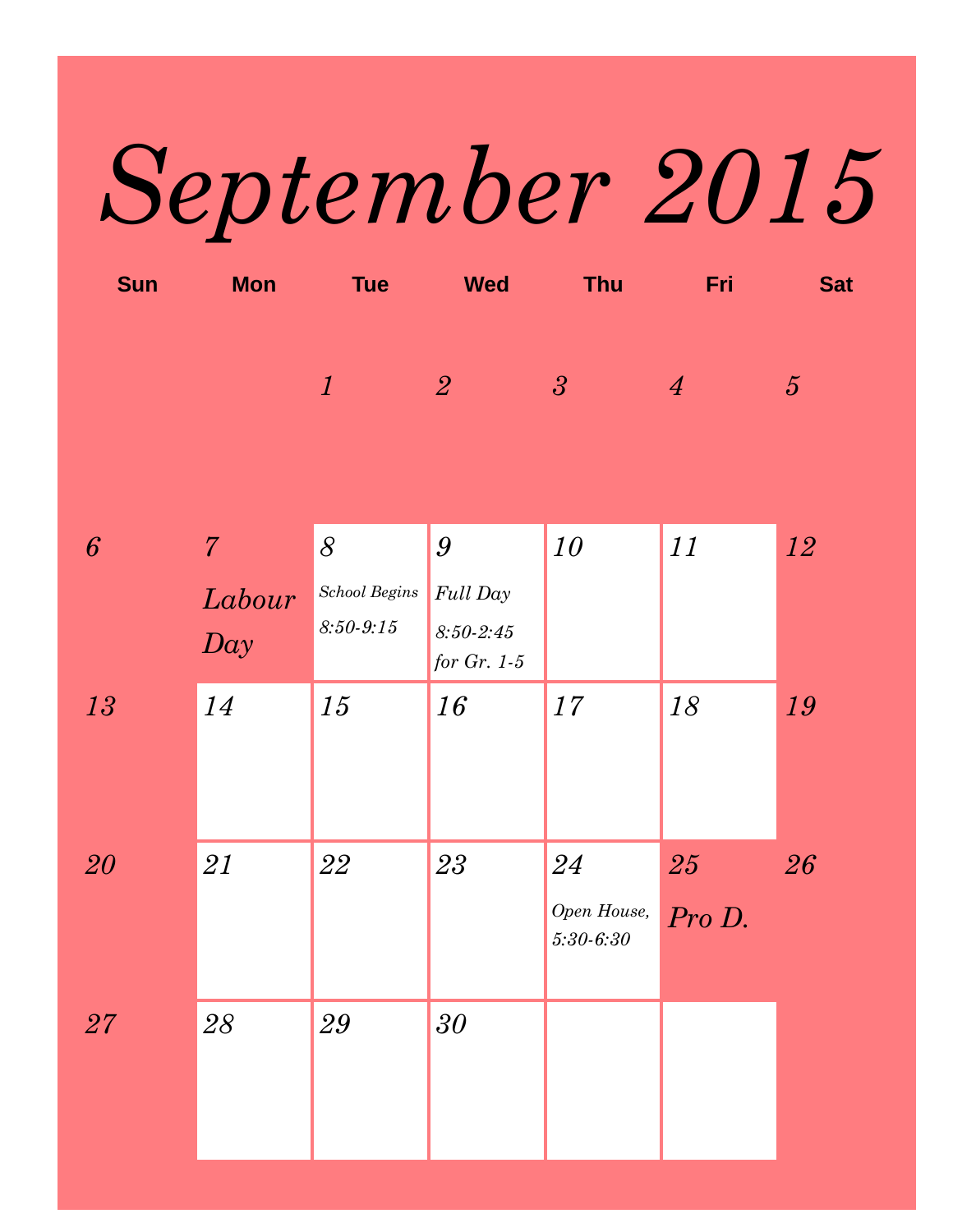# *September 2015*

| Sun | Mon | Tue | Wed | Thu | Fri | Sat |
|---|---|---|---|---|---|---|
| | | *1* | *2* | *3* | *4* | *5* |
| *6* | *7* *Labour Day* | *8* *School Begins 8:50-9:15* | *9* *Full Day 8:50-2:45 for Gr. 1-5* | *10* | *11* | *12* |
| *13* | *14* | *15* | *16* | *17* | *18* | *19* |
| *20* | *21* | *22* | *23* | *24* *Open House, 5:30-6:30* | *25* *Pro D.* | *26* |
| *27* | *28* | *29* | *30* | | | |